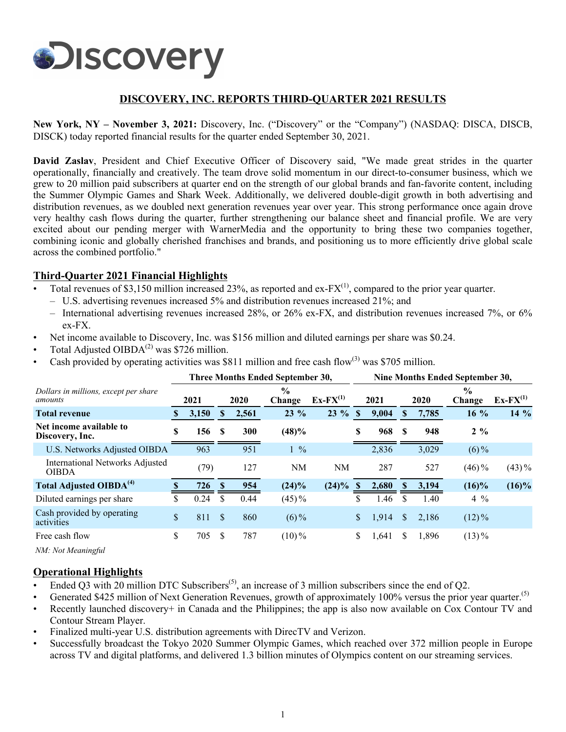# Discovery

## DISCOVERY, INC. REPORTS THIRD-QUARTER 2021 RESULTS

**New York, NY – November 3, 2021:** Discovery, Inc. ("Discovery" or the "Company") (NASDAQ: DISCA, DISCB, DISCK) today reported financial results for the quarter ended September 30, 2021.

**David Zaslav**, President and Chief Executive Officer of Discovery said, "We made great strides in the quarter operationally, financially and creatively. The team drove solid momentum in our direct-to-consumer business, which we grew to 20 million paid subscribers at quarter end on the strength of our global brands and fan-favorite content, including the Summer Olympic Games and Shark Week. Additionally, we delivered double-digit growth in both advertising and distribution revenues, as we doubled next generation revenues year over year. This strong performance once again drove very healthy cash flows during the quarter, further strengthening our balance sheet and financial profile. We are very excited about our pending merger with WarnerMedia and the opportunity to bring these two companies together, combining iconic and globally cherished franchises and brands, and positioning us to more efficiently drive global scale across the combined portfolio."

## Third-Quarter 2021 Financial Highlights

- Total revenues of $3,150 million increased 23%, as reported and ex-FX[1], compared to the prior year quarter.
  - U.S. advertising revenues increased 5% and distribution revenues increased 21%; and
  - International advertising revenues increased 28%, or 26% ex-FX, and distribution revenues increased 7%, or 6% ex-FX.
- Net income available to Discovery, Inc. was $156 million and diluted earnings per share was $0.24.
- Total Adjusted OIBDA[2] was $726 million.
- Cash provided by operating activities was $811 million and free cash flow[3] was $705 million.

| *Dollars in millions, except per share amounts* | Three Months Ended September 30, 2021 | 2020 | % Change | Ex-FX[1] | Nine Months Ended September 30, 2021 | 2020 | % Change | Ex-FX[1] |
|---|---|---|---|---|---|---|---|---|
| **Total revenue** | **$ 3,150** | **$ 2,561** | **23 %** | **23 %** | **$ 9,004** | **$ 7,785** | **16 %** | **14 %** |
| **Net income available to Discovery, Inc.** | **$ 156** | **$ 300** | **(48)%** | | **$ 968** | **$ 948** | **2 %** | |
| U.S. Networks Adjusted OIBDA | 963 | 951 | 1 % | | 2,836 | 3,029 | (6)% | |
| International Networks Adjusted OIBDA | (79) | 127 | NM | NM | 287 | 527 | (46)% | (43)% |
| **Total Adjusted OIBDA[4]** | **$ 726** | **$ 954** | **(24)%** | **(24)%** | **$ 2,680** | **$ 3,194** | **(16)%** | **(16)%** |
| Diluted earnings per share | $ 0.24 | $ 0.44 | (45)% | | $ 1.46 | $ 1.40 | 4 % | |
| Cash provided by operating activities | $ 811 | $ 860 | (6)% | | $ 1,914 | $ 2,186 | (12)% | |
| Free cash flow | $ 705 | $ 787 | (10)% | | $ 1,641 | $ 1,896 | (13)% | |

*NM: Not Meaningful*

## Operational Highlights

- Ended Q3 with 20 million DTC Subscribers[5], an increase of 3 million subscribers since the end of Q2.
- Generated $425 million of Next Generation Revenues, growth of approximately 100% versus the prior year quarter.[5]
- Recently launched discovery+ in Canada and the Philippines; the app is also now available on Cox Contour TV and Contour Stream Player.
- Finalized multi-year U.S. distribution agreements with DirecTV and Verizon.
- Successfully broadcast the Tokyo 2020 Summer Olympic Games, which reached over 372 million people in Europe across TV and digital platforms, and delivered 1.3 billion minutes of Olympics content on our streaming services.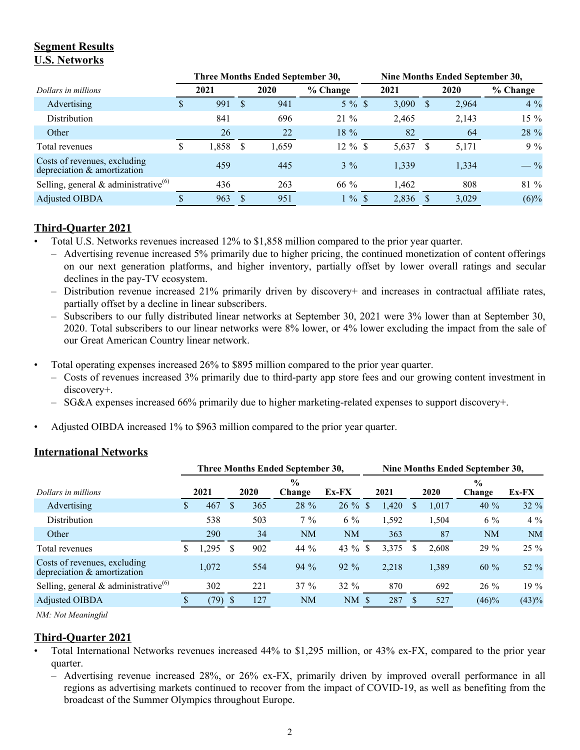## Segment Results

## U.S. Networks

| *Dollars in millions* | Three Months Ended September 30, 2021 | 2020 | % Change | Nine Months Ended September 30, 2021 | 2020 | % Change |
|---|---|---|---|---|---|---|
| Advertising | $ 991 | $ 941 | 5 % | $ 3,090 | $ 2,964 | 4 % |
| Distribution | 841 | 696 | 21 % | 2,465 | 2,143 | 15 % |
| Other | 26 | 22 | 18 % | 82 | 64 | 28 % |
| Total revenues | $ 1,858 | $ 1,659 | 12 % | $ 5,637 | $ 5,171 | 9 % |
| Costs of revenues, excluding depreciation & amortization | 459 | 445 | 3 % | 1,339 | 1,334 | — % |
| Selling, general & administrative(6) | 436 | 263 | 66 % | 1,462 | 808 | 81 % |
| Adjusted OIBDA | $ 963 | $ 951 | 1 % | $ 2,836 | $ 3,029 | (6)% |

## Third-Quarter 2021

- Total U.S. Networks revenues increased 12% to $1,858 million compared to the prior year quarter.
  - Advertising revenue increased 5% primarily due to higher pricing, the continued monetization of content offerings on our next generation platforms, and higher inventory, partially offset by lower overall ratings and secular declines in the pay-TV ecosystem.
  - Distribution revenue increased 21% primarily driven by discovery+ and increases in contractual affiliate rates, partially offset by a decline in linear subscribers.
  - Subscribers to our fully distributed linear networks at September 30, 2021 were 3% lower than at September 30, 2020. Total subscribers to our linear networks were 8% lower, or 4% lower excluding the impact from the sale of our Great American Country linear network.

- Total operating expenses increased 26% to $895 million compared to the prior year quarter.
  - Costs of revenues increased 3% primarily due to third-party app store fees and our growing content investment in discovery+.
  - SG&A expenses increased 66% primarily due to higher marketing-related expenses to support discovery+.

- Adjusted OIBDA increased 1% to $963 million compared to the prior year quarter.

## International Networks

| *Dollars in millions* | Three Months Ended September 30, 2021 | 2020 | % Change | Ex-FX | Nine Months Ended September 30, 2021 | 2020 | % Change | Ex-FX |
|---|---|---|---|---|---|---|---|---|
| Advertising | $ 467 | $ 365 | 28 % | 26 % | $ 1,420 | $ 1,017 | 40 % | 32 % |
| Distribution | 538 | 503 | 7 % | 6 % | 1,592 | 1,504 | 6 % | 4 % |
| Other | 290 | 34 | NM | NM | 363 | 87 | NM | NM |
| Total revenues | $ 1,295 | $ 902 | 44 % | 43 % | $ 3,375 | $ 2,608 | 29 % | 25 % |
| Costs of revenues, excluding depreciation & amortization | 1,072 | 554 | 94 % | 92 % | 2,218 | 1,389 | 60 % | 52 % |
| Selling, general & administrative(6) | 302 | 221 | 37 % | 32 % | 870 | 692 | 26 % | 19 % |
| Adjusted OIBDA | $ (79) | $ 127 | NM | NM | $ 287 | $ 527 | (46)% | (43)% |

*NM: Not Meaningful*

## Third-Quarter 2021

- Total International Networks revenues increased 44% to $1,295 million, or 43% ex-FX, compared to the prior year quarter.
  - Advertising revenue increased 28%, or 26% ex-FX, primarily driven by improved overall performance in all regions as advertising markets continued to recover from the impact of COVID-19, as well as benefiting from the broadcast of the Summer Olympics throughout Europe.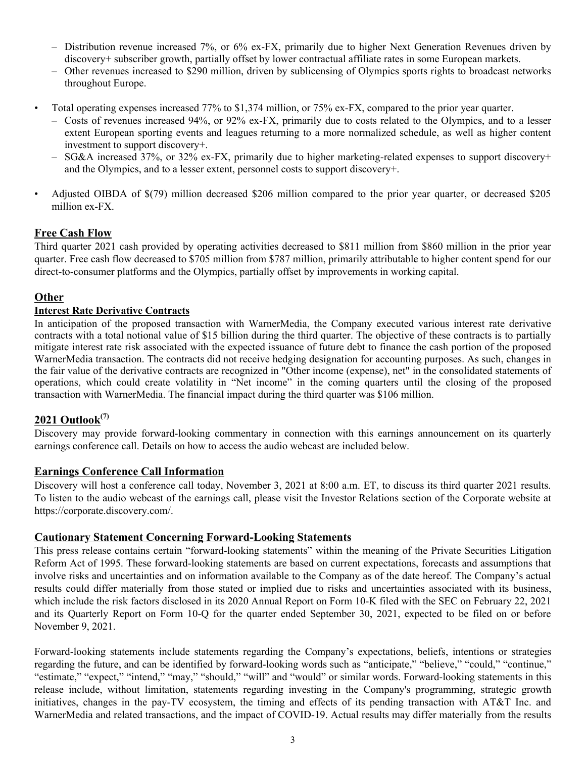- Distribution revenue increased 7%, or 6% ex-FX, primarily due to higher Next Generation Revenues driven by discovery+ subscriber growth, partially offset by lower contractual affiliate rates in some European markets.
  - Other revenues increased to $290 million, driven by sublicensing of Olympics sports rights to broadcast networks throughout Europe.

- Total operating expenses increased 77% to $1,374 million, or 75% ex-FX, compared to the prior year quarter.
  - Costs of revenues increased 94%, or 92% ex-FX, primarily due to costs related to the Olympics, and to a lesser extent European sporting events and leagues returning to a more normalized schedule, as well as higher content investment to support discovery+.
  - SG&A increased 37%, or 32% ex-FX, primarily due to higher marketing-related expenses to support discovery+ and the Olympics, and to a lesser extent, personnel costs to support discovery+.

- Adjusted OIBDA of $(79) million decreased $206 million compared to the prior year quarter, or decreased $205 million ex-FX.

## Free Cash Flow

Third quarter 2021 cash provided by operating activities decreased to $811 million from $860 million in the prior year quarter. Free cash flow decreased to $705 million from $787 million, primarily attributable to higher content spend for our direct-to-consumer platforms and the Olympics, partially offset by improvements in working capital.

## Other

### Interest Rate Derivative Contracts

In anticipation of the proposed transaction with WarnerMedia, the Company executed various interest rate derivative contracts with a total notional value of $15 billion during the third quarter. The objective of these contracts is to partially mitigate interest rate risk associated with the expected issuance of future debt to finance the cash portion of the proposed WarnerMedia transaction. The contracts did not receive hedging designation for accounting purposes. As such, changes in the fair value of the derivative contracts are recognized in "Other income (expense), net" in the consolidated statements of operations, which could create volatility in "Net income" in the coming quarters until the closing of the proposed transaction with WarnerMedia. The financial impact during the third quarter was $106 million.

## 2021 Outlook[7]

Discovery may provide forward-looking commentary in connection with this earnings announcement on its quarterly earnings conference call. Details on how to access the audio webcast are included below.

## Earnings Conference Call Information

Discovery will host a conference call today, November 3, 2021 at 8:00 a.m. ET, to discuss its third quarter 2021 results. To listen to the audio webcast of the earnings call, please visit the Investor Relations section of the Corporate website at https://corporate.discovery.com/.

## Cautionary Statement Concerning Forward-Looking Statements

This press release contains certain "forward-looking statements" within the meaning of the Private Securities Litigation Reform Act of 1995. These forward-looking statements are based on current expectations, forecasts and assumptions that involve risks and uncertainties and on information available to the Company as of the date hereof. The Company's actual results could differ materially from those stated or implied due to risks and uncertainties associated with its business, which include the risk factors disclosed in its 2020 Annual Report on Form 10-K filed with the SEC on February 22, 2021 and its Quarterly Report on Form 10-Q for the quarter ended September 30, 2021, expected to be filed on or before November 9, 2021.

Forward-looking statements include statements regarding the Company's expectations, beliefs, intentions or strategies regarding the future, and can be identified by forward-looking words such as "anticipate," "believe," "could," "continue," "estimate," "expect," "intend," "may," "should," "will" and "would" or similar words. Forward-looking statements in this release include, without limitation, statements regarding investing in the Company's programming, strategic growth initiatives, changes in the pay-TV ecosystem, the timing and effects of its pending transaction with AT&T Inc. and WarnerMedia and related transactions, and the impact of COVID-19. Actual results may differ materially from the results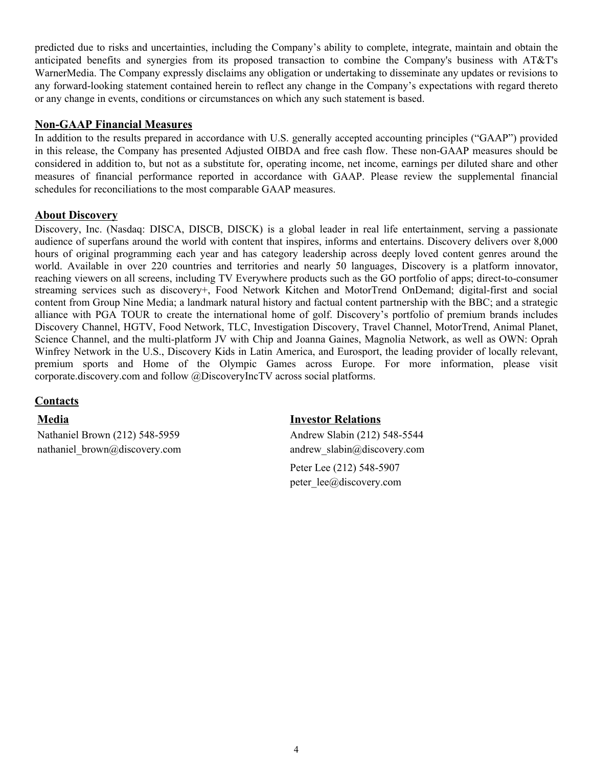predicted due to risks and uncertainties, including the Company's ability to complete, integrate, maintain and obtain the anticipated benefits and synergies from its proposed transaction to combine the Company's business with AT&T's WarnerMedia. The Company expressly disclaims any obligation or undertaking to disseminate any updates or revisions to any forward-looking statement contained herein to reflect any change in the Company's expectations with regard thereto or any change in events, conditions or circumstances on which any such statement is based.

## Non-GAAP Financial Measures

In addition to the results prepared in accordance with U.S. generally accepted accounting principles ("GAAP") provided in this release, the Company has presented Adjusted OIBDA and free cash flow. These non-GAAP measures should be considered in addition to, but not as a substitute for, operating income, net income, earnings per diluted share and other measures of financial performance reported in accordance with GAAP. Please review the supplemental financial schedules for reconciliations to the most comparable GAAP measures.

## About Discovery

Discovery, Inc. (Nasdaq: DISCA, DISCB, DISCK) is a global leader in real life entertainment, serving a passionate audience of superfans around the world with content that inspires, informs and entertains. Discovery delivers over 8,000 hours of original programming each year and has category leadership across deeply loved content genres around the world. Available in over 220 countries and territories and nearly 50 languages, Discovery is a platform innovator, reaching viewers on all screens, including TV Everywhere products such as the GO portfolio of apps; direct-to-consumer streaming services such as discovery+, Food Network Kitchen and MotorTrend OnDemand; digital-first and social content from Group Nine Media; a landmark natural history and factual content partnership with the BBC; and a strategic alliance with PGA TOUR to create the international home of golf. Discovery's portfolio of premium brands includes Discovery Channel, HGTV, Food Network, TLC, Investigation Discovery, Travel Channel, MotorTrend, Animal Planet, Science Channel, and the multi-platform JV with Chip and Joanna Gaines, Magnolia Network, as well as OWN: Oprah Winfrey Network in the U.S., Discovery Kids in Latin America, and Eurosport, the leading provider of locally relevant, premium sports and Home of the Olympic Games across Europe. For more information, please visit corporate.discovery.com and follow @DiscoveryIncTV across social platforms.

## Contacts

### Media

Nathaniel Brown (212) 548-5959
nathaniel_brown@discovery.com

### Investor Relations

Andrew Slabin (212) 548-5544
andrew_slabin@discovery.com

Peter Lee (212) 548-5907
peter_lee@discovery.com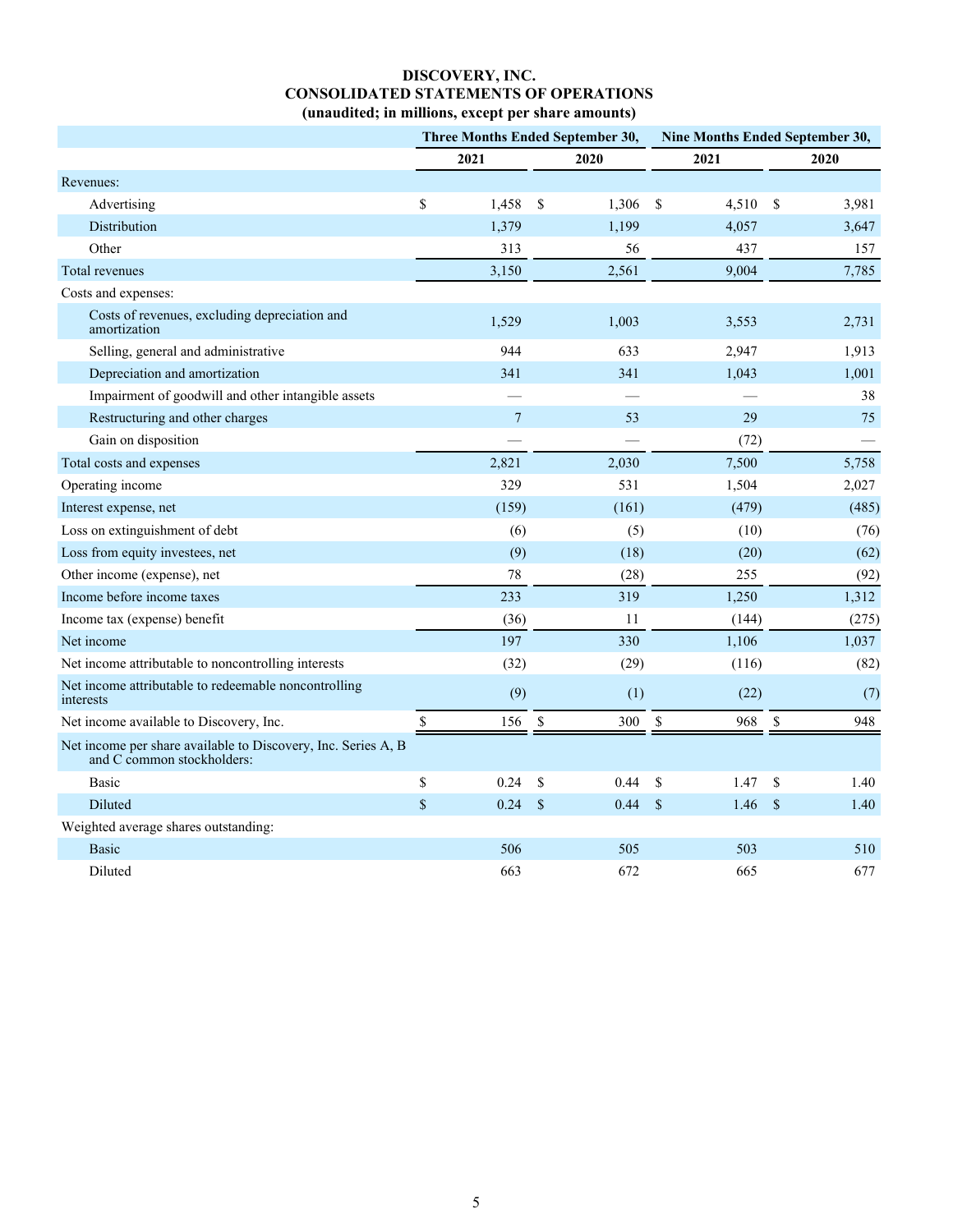# DISCOVERY, INC.
## CONSOLIDATED STATEMENTS OF OPERATIONS
### (unaudited; in millions, except per share amounts)

| | Three Months Ended September 30, | | Nine Months Ended September 30, | |
|---|---|---|---|---|
| | 2021 | 2020 | 2021 | 2020 |
| Revenues: | | | | |
| Advertising | $ 1,458 | $ 1,306 | $ 4,510 | $ 3,981 |
| Distribution | 1,379 | 1,199 | 4,057 | 3,647 |
| Other | 313 | 56 | 437 | 157 |
| Total revenues | 3,150 | 2,561 | 9,004 | 7,785 |
| Costs and expenses: | | | | |
| Costs of revenues, excluding depreciation and amortization | 1,529 | 1,003 | 3,553 | 2,731 |
| Selling, general and administrative | 944 | 633 | 2,947 | 1,913 |
| Depreciation and amortization | 341 | 341 | 1,043 | 1,001 |
| Impairment of goodwill and other intangible assets | — | — | — | 38 |
| Restructuring and other charges | 7 | 53 | 29 | 75 |
| Gain on disposition | — | — | (72) | — |
| Total costs and expenses | 2,821 | 2,030 | 7,500 | 5,758 |
| Operating income | 329 | 531 | 1,504 | 2,027 |
| Interest expense, net | (159) | (161) | (479) | (485) |
| Loss on extinguishment of debt | (6) | (5) | (10) | (76) |
| Loss from equity investees, net | (9) | (18) | (20) | (62) |
| Other income (expense), net | 78 | (28) | 255 | (92) |
| Income before income taxes | 233 | 319 | 1,250 | 1,312 |
| Income tax (expense) benefit | (36) | 11 | (144) | (275) |
| Net income | 197 | 330 | 1,106 | 1,037 |
| Net income attributable to noncontrolling interests | (32) | (29) | (116) | (82) |
| Net income attributable to redeemable noncontrolling interests | (9) | (1) | (22) | (7) |
| Net income available to Discovery, Inc. | $ 156 | $ 300 | $ 968 | $ 948 |
| Net income per share available to Discovery, Inc. Series A, B and C common stockholders: | | | | |
| Basic | $ 0.24 | $ 0.44 | $ 1.47 | $ 1.40 |
| Diluted | $ 0.24 | $ 0.44 | $ 1.46 | $ 1.40 |
| Weighted average shares outstanding: | | | | |
| Basic | 506 | 505 | 503 | 510 |
| Diluted | 663 | 672 | 665 | 677 |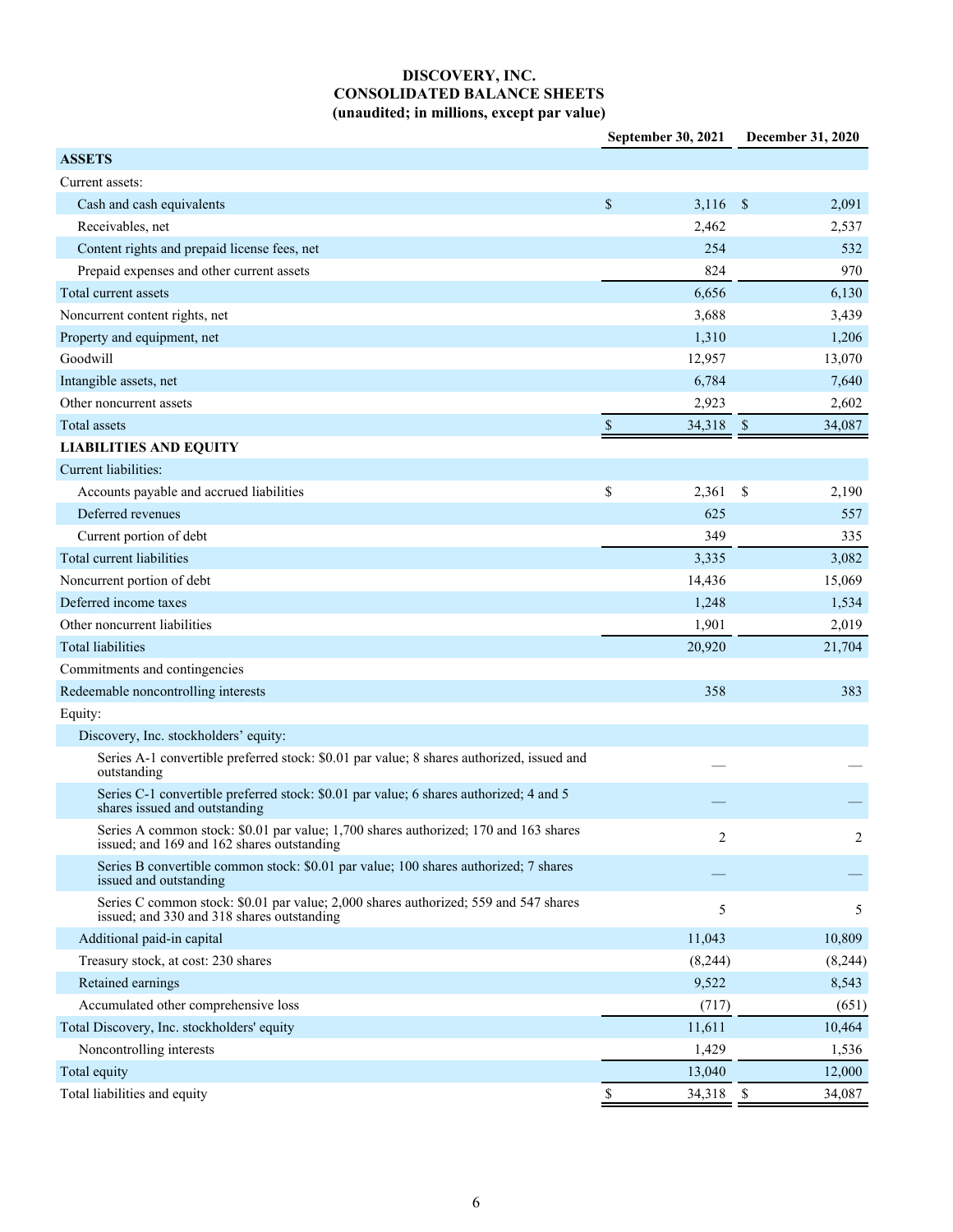# DISCOVERY, INC.
## CONSOLIDATED BALANCE SHEETS
### (unaudited; in millions, except par value)

| | September 30, 2021 | December 31, 2020 |
|---|---|---|
| **ASSETS** | | |
| Current assets: | | |
| Cash and cash equivalents | $ 3,116 | $ 2,091 |
| Receivables, net | 2,462 | 2,537 |
| Content rights and prepaid license fees, net | 254 | 532 |
| Prepaid expenses and other current assets | 824 | 970 |
| Total current assets | 6,656 | 6,130 |
| Noncurrent content rights, net | 3,688 | 3,439 |
| Property and equipment, net | 1,310 | 1,206 |
| Goodwill | 12,957 | 13,070 |
| Intangible assets, net | 6,784 | 7,640 |
| Other noncurrent assets | 2,923 | 2,602 |
| Total assets | $ 34,318 | $ 34,087 |
| **LIABILITIES AND EQUITY** | | |
| Current liabilities: | | |
| Accounts payable and accrued liabilities | $ 2,361 | $ 2,190 |
| Deferred revenues | 625 | 557 |
| Current portion of debt | 349 | 335 |
| Total current liabilities | 3,335 | 3,082 |
| Noncurrent portion of debt | 14,436 | 15,069 |
| Deferred income taxes | 1,248 | 1,534 |
| Other noncurrent liabilities | 1,901 | 2,019 |
| Total liabilities | 20,920 | 21,704 |
| Commitments and contingencies | | |
| Redeemable noncontrolling interests | 358 | 383 |
| Equity: | | |
| Discovery, Inc. stockholders' equity: | | |
| Series A-1 convertible preferred stock: $0.01 par value; 8 shares authorized, issued and outstanding | — | — |
| Series C-1 convertible preferred stock: $0.01 par value; 6 shares authorized; 4 and 5 shares issued and outstanding | — | — |
| Series A common stock: $0.01 par value; 1,700 shares authorized; 170 and 163 shares issued; and 169 and 162 shares outstanding | 2 | 2 |
| Series B convertible common stock: $0.01 par value; 100 shares authorized; 7 shares issued and outstanding | — | — |
| Series C common stock: $0.01 par value; 2,000 shares authorized; 559 and 547 shares issued; and 330 and 318 shares outstanding | 5 | 5 |
| Additional paid-in capital | 11,043 | 10,809 |
| Treasury stock, at cost: 230 shares | (8,244) | (8,244) |
| Retained earnings | 9,522 | 8,543 |
| Accumulated other comprehensive loss | (717) | (651) |
| Total Discovery, Inc. stockholders' equity | 11,611 | 10,464 |
| Noncontrolling interests | 1,429 | 1,536 |
| Total equity | 13,040 | 12,000 |
| Total liabilities and equity | $ 34,318 | $ 34,087 |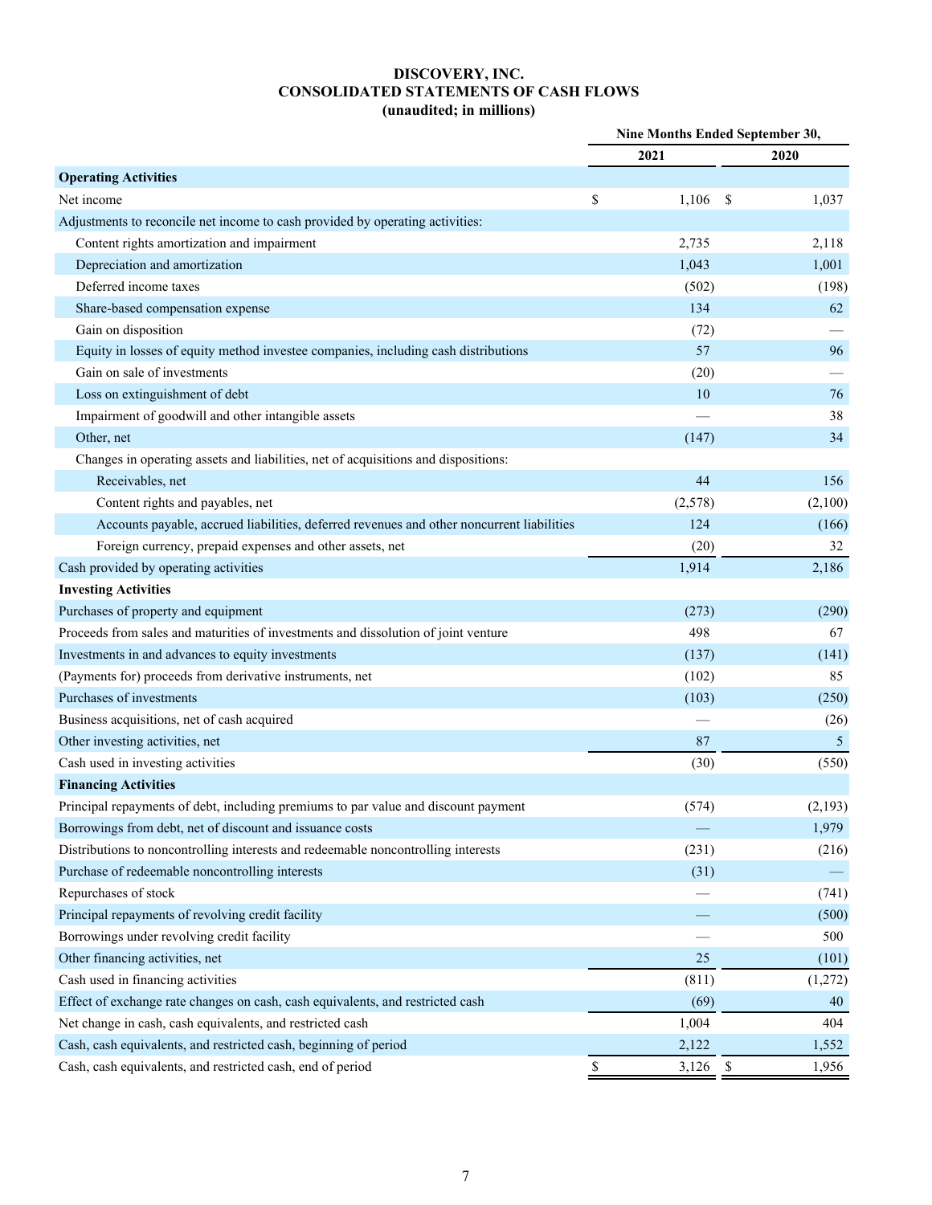# DISCOVERY, INC.
## CONSOLIDATED STATEMENTS OF CASH FLOWS
### (unaudited; in millions)

| | Nine Months Ended September 30, | |
|---|---|---|
| | 2021 | 2020 |
| **Operating Activities** | | |
| Net income | $ 1,106 | $ 1,037 |
| Adjustments to reconcile net income to cash provided by operating activities: | | |
| Content rights amortization and impairment | 2,735 | 2,118 |
| Depreciation and amortization | 1,043 | 1,001 |
| Deferred income taxes | (502) | (198) |
| Share-based compensation expense | 134 | 62 |
| Gain on disposition | (72) | — |
| Equity in losses of equity method investee companies, including cash distributions | 57 | 96 |
| Gain on sale of investments | (20) | — |
| Loss on extinguishment of debt | 10 | 76 |
| Impairment of goodwill and other intangible assets | — | 38 |
| Other, net | (147) | 34 |
| Changes in operating assets and liabilities, net of acquisitions and dispositions: | | |
| Receivables, net | 44 | 156 |
| Content rights and payables, net | (2,578) | (2,100) |
| Accounts payable, accrued liabilities, deferred revenues and other noncurrent liabilities | 124 | (166) |
| Foreign currency, prepaid expenses and other assets, net | (20) | 32 |
| Cash provided by operating activities | 1,914 | 2,186 |
| **Investing Activities** | | |
| Purchases of property and equipment | (273) | (290) |
| Proceeds from sales and maturities of investments and dissolution of joint venture | 498 | 67 |
| Investments in and advances to equity investments | (137) | (141) |
| (Payments for) proceeds from derivative instruments, net | (102) | 85 |
| Purchases of investments | (103) | (250) |
| Business acquisitions, net of cash acquired | — | (26) |
| Other investing activities, net | 87 | 5 |
| Cash used in investing activities | (30) | (550) |
| **Financing Activities** | | |
| Principal repayments of debt, including premiums to par value and discount payment | (574) | (2,193) |
| Borrowings from debt, net of discount and issuance costs | — | 1,979 |
| Distributions to noncontrolling interests and redeemable noncontrolling interests | (231) | (216) |
| Purchase of redeemable noncontrolling interests | (31) | — |
| Repurchases of stock | — | (741) |
| Principal repayments of revolving credit facility | — | (500) |
| Borrowings under revolving credit facility | — | 500 |
| Other financing activities, net | 25 | (101) |
| Cash used in financing activities | (811) | (1,272) |
| Effect of exchange rate changes on cash, cash equivalents, and restricted cash | (69) | 40 |
| Net change in cash, cash equivalents, and restricted cash | 1,004 | 404 |
| Cash, cash equivalents, and restricted cash, beginning of period | 2,122 | 1,552 |
| Cash, cash equivalents, and restricted cash, end of period | $ 3,126 | $ 1,956 |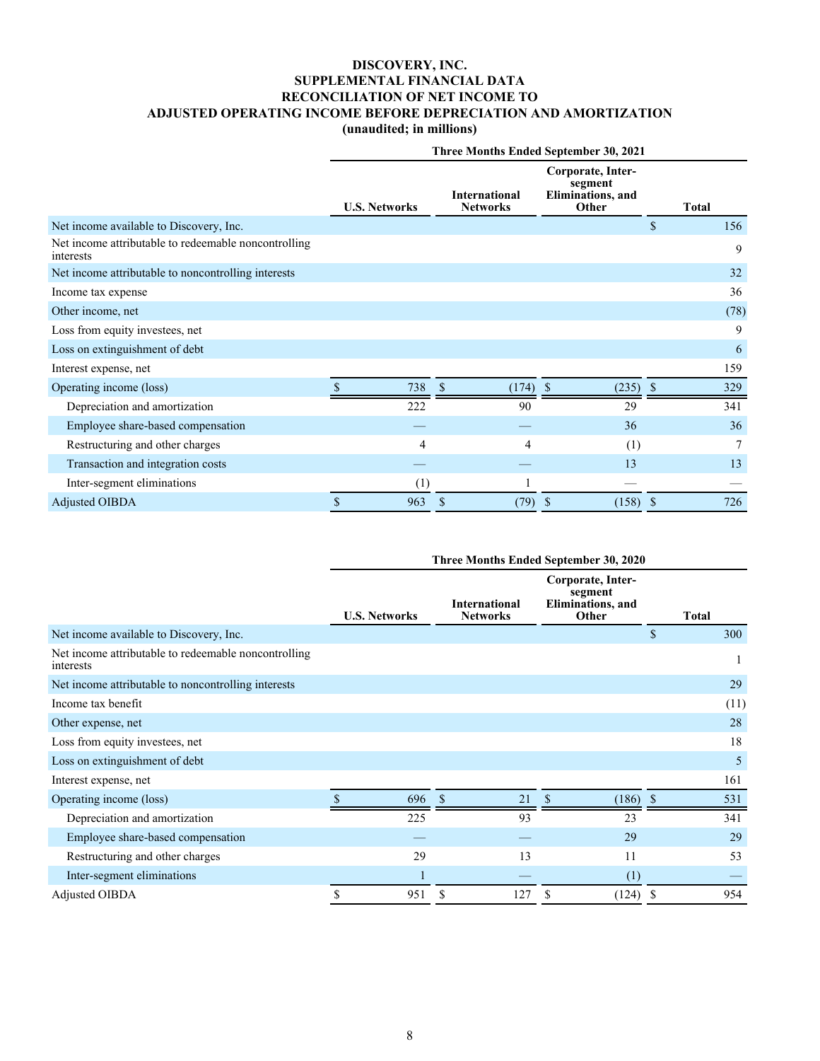# DISCOVERY, INC.
## SUPPLEMENTAL FINANCIAL DATA
## RECONCILIATION OF NET INCOME TO
## ADJUSTED OPERATING INCOME BEFORE DEPRECIATION AND AMORTIZATION
### (unaudited; in millions)

| | Three Months Ended September 30, 2021 | | | |
|---|---|---|---|---|
| | U.S. Networks | International Networks | Corporate, Inter-segment Eliminations, and Other | Total |
| Net income available to Discovery, Inc. | | | | $ 156 |
| Net income attributable to redeemable noncontrolling interests | | | | 9 |
| Net income attributable to noncontrolling interests | | | | 32 |
| Income tax expense | | | | 36 |
| Other income, net | | | | (78) |
| Loss from equity investees, net | | | | 9 |
| Loss on extinguishment of debt | | | | 6 |
| Interest expense, net | | | | 159 |
| Operating income (loss) | $ 738 | $ (174) | $ (235) | $ 329 |
| Depreciation and amortization | 222 | 90 | 29 | 341 |
| Employee share-based compensation | — | — | 36 | 36 |
| Restructuring and other charges | 4 | 4 | (1) | 7 |
| Transaction and integration costs | — | — | 13 | 13 |
| Inter-segment eliminations | (1) | 1 | — | — |
| Adjusted OIBDA | $ 963 | $ (79) | $ (158) | $ 726 |

| | Three Months Ended September 30, 2020 | | | |
|---|---|---|---|---|
| | U.S. Networks | International Networks | Corporate, Inter-segment Eliminations, and Other | Total |
| Net income available to Discovery, Inc. | | | | $ 300 |
| Net income attributable to redeemable noncontrolling interests | | | | 1 |
| Net income attributable to noncontrolling interests | | | | 29 |
| Income tax benefit | | | | (11) |
| Other expense, net | | | | 28 |
| Loss from equity investees, net | | | | 18 |
| Loss on extinguishment of debt | | | | 5 |
| Interest expense, net | | | | 161 |
| Operating income (loss) | $ 696 | $ 21 | $ (186) | $ 531 |
| Depreciation and amortization | 225 | 93 | 23 | 341 |
| Employee share-based compensation | — | — | 29 | 29 |
| Restructuring and other charges | 29 | 13 | 11 | 53 |
| Inter-segment eliminations | 1 | — | (1) | — |
| Adjusted OIBDA | $ 951 | $ 127 | $ (124) | $ 954 |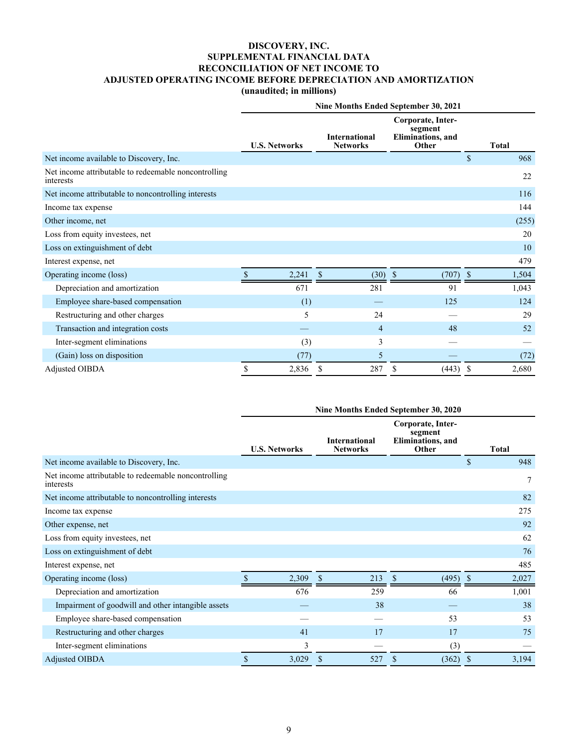# DISCOVERY, INC.
## SUPPLEMENTAL FINANCIAL DATA
## RECONCILIATION OF NET INCOME TO
## ADJUSTED OPERATING INCOME BEFORE DEPRECIATION AND AMORTIZATION
**(unaudited; in millions)**

| | Nine Months Ended September 30, 2021 | | | |
|---|---|---|---|---|
| | **U.S. Networks** | **International Networks** | **Corporate, Inter-segment Eliminations, and Other** | **Total** |
| Net income available to Discovery, Inc. | | | | $ 968 |
| Net income attributable to redeemable noncontrolling interests | | | | 22 |
| Net income attributable to noncontrolling interests | | | | 116 |
| Income tax expense | | | | 144 |
| Other income, net | | | | (255) |
| Loss from equity investees, net | | | | 20 |
| Loss on extinguishment of debt | | | | 10 |
| Interest expense, net | | | | 479 |
| Operating income (loss) | $ 2,241 | $ (30) | $ (707) | $ 1,504 |
| Depreciation and amortization | 671 | 281 | 91 | 1,043 |
| Employee share-based compensation | (1) | — | 125 | 124 |
| Restructuring and other charges | 5 | 24 | — | 29 |
| Transaction and integration costs | — | 4 | 48 | 52 |
| Inter-segment eliminations | (3) | 3 | — | — |
| (Gain) loss on disposition | (77) | 5 | — | (72) |
| Adjusted OIBDA | $ 2,836 | $ 287 | $ (443) | $ 2,680 |

| | Nine Months Ended September 30, 2020 | | | |
|---|---|---|---|---|
| | **U.S. Networks** | **International Networks** | **Corporate, Inter-segment Eliminations, and Other** | **Total** |
| Net income available to Discovery, Inc. | | | | $ 948 |
| Net income attributable to redeemable noncontrolling interests | | | | 7 |
| Net income attributable to noncontrolling interests | | | | 82 |
| Income tax expense | | | | 275 |
| Other expense, net | | | | 92 |
| Loss from equity investees, net | | | | 62 |
| Loss on extinguishment of debt | | | | 76 |
| Interest expense, net | | | | 485 |
| Operating income (loss) | $ 2,309 | $ 213 | $ (495) | $ 2,027 |
| Depreciation and amortization | 676 | 259 | 66 | 1,001 |
| Impairment of goodwill and other intangible assets | — | 38 | — | 38 |
| Employee share-based compensation | — | — | 53 | 53 |
| Restructuring and other charges | 41 | 17 | 17 | 75 |
| Inter-segment eliminations | 3 | — | (3) | — |
| Adjusted OIBDA | $ 3,029 | $ 527 | $ (362) | $ 3,194 |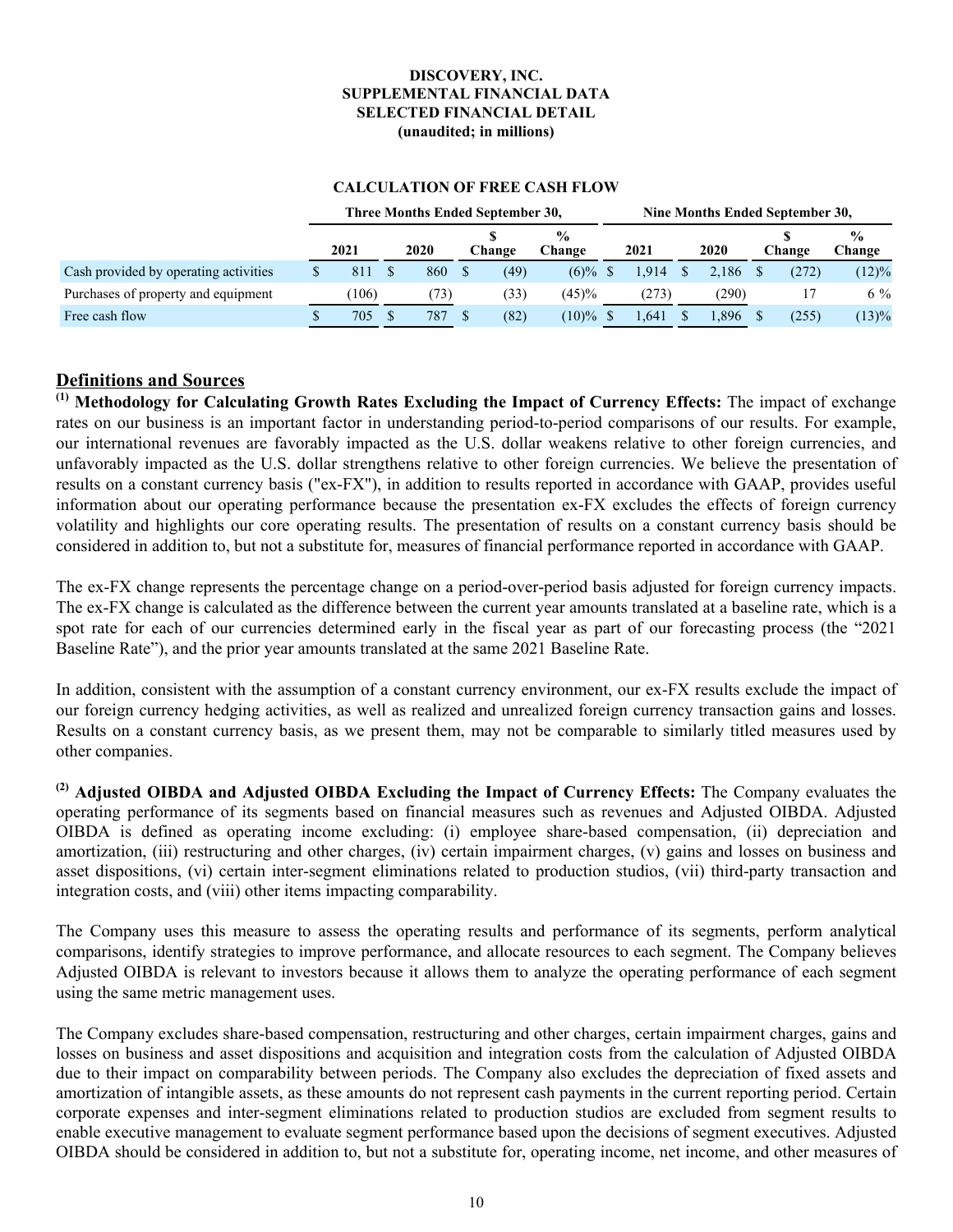**DISCOVERY, INC.**
**SUPPLEMENTAL FINANCIAL DATA**
**SELECTED FINANCIAL DETAIL**
**(unaudited; in millions)**

**CALCULATION OF FREE CASH FLOW**

| | Three Months Ended September 30, | | | | Nine Months Ended September 30, | | | |
|---|---|---|---|---|---|---|---|---|
| | 2021 | 2020 | $ Change | % Change | 2021 | 2020 | $ Change | % Change |
| Cash provided by operating activities | $ 811 | $ 860 | $ (49) | (6)% | $ 1,914 | $ 2,186 | $ (272) | (12)% |
| Purchases of property and equipment | (106) | (73) | (33) | (45)% | (273) | (290) | 17 | 6 % |
| Free cash flow | $ 705 | $ 787 | $ (82) | (10)% | $ 1,641 | $ 1,896 | $ (255) | (13)% |

## Definitions and Sources

[1] **Methodology for Calculating Growth Rates Excluding the Impact of Currency Effects:** The impact of exchange rates on our business is an important factor in understanding period-to-period comparisons of our results. For example, our international revenues are favorably impacted as the U.S. dollar weakens relative to other foreign currencies, and unfavorably impacted as the U.S. dollar strengthens relative to other foreign currencies. We believe the presentation of results on a constant currency basis ("ex-FX"), in addition to results reported in accordance with GAAP, provides useful information about our operating performance because the presentation ex-FX excludes the effects of foreign currency volatility and highlights our core operating results. The presentation of results on a constant currency basis should be considered in addition to, but not a substitute for, measures of financial performance reported in accordance with GAAP.

The ex-FX change represents the percentage change on a period-over-period basis adjusted for foreign currency impacts. The ex-FX change is calculated as the difference between the current year amounts translated at a baseline rate, which is a spot rate for each of our currencies determined early in the fiscal year as part of our forecasting process (the "2021 Baseline Rate"), and the prior year amounts translated at the same 2021 Baseline Rate.

In addition, consistent with the assumption of a constant currency environment, our ex-FX results exclude the impact of our foreign currency hedging activities, as well as realized and unrealized foreign currency transaction gains and losses. Results on a constant currency basis, as we present them, may not be comparable to similarly titled measures used by other companies.

[2] **Adjusted OIBDA and Adjusted OIBDA Excluding the Impact of Currency Effects:** The Company evaluates the operating performance of its segments based on financial measures such as revenues and Adjusted OIBDA. Adjusted OIBDA is defined as operating income excluding: (i) employee share-based compensation, (ii) depreciation and amortization, (iii) restructuring and other charges, (iv) certain impairment charges, (v) gains and losses on business and asset dispositions, (vi) certain inter-segment eliminations related to production studios, (vii) third-party transaction and integration costs, and (viii) other items impacting comparability.

The Company uses this measure to assess the operating results and performance of its segments, perform analytical comparisons, identify strategies to improve performance, and allocate resources to each segment. The Company believes Adjusted OIBDA is relevant to investors because it allows them to analyze the operating performance of each segment using the same metric management uses.

The Company excludes share-based compensation, restructuring and other charges, certain impairment charges, gains and losses on business and asset dispositions and acquisition and integration costs from the calculation of Adjusted OIBDA due to their impact on comparability between periods. The Company also excludes the depreciation of fixed assets and amortization of intangible assets, as these amounts do not represent cash payments in the current reporting period. Certain corporate expenses and inter-segment eliminations related to production studios are excluded from segment results to enable executive management to evaluate segment performance based upon the decisions of segment executives. Adjusted OIBDA should be considered in addition to, but not a substitute for, operating income, net income, and other measures of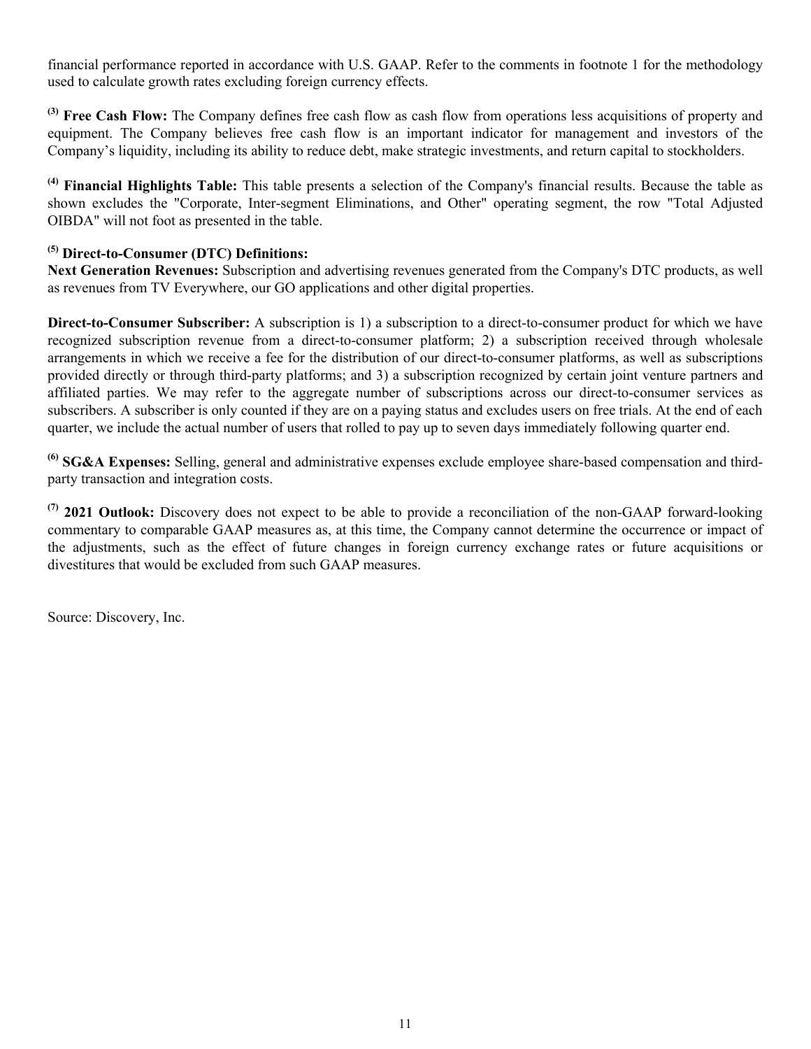financial performance reported in accordance with U.S. GAAP. Refer to the comments in footnote 1 for the methodology used to calculate growth rates excluding foreign currency effects.

[3] **Free Cash Flow:** The Company defines free cash flow as cash flow from operations less acquisitions of property and equipment. The Company believes free cash flow is an important indicator for management and investors of the Company's liquidity, including its ability to reduce debt, make strategic investments, and return capital to stockholders.

[4] **Financial Highlights Table:** This table presents a selection of the Company's financial results. Because the table as shown excludes the "Corporate, Inter-segment Eliminations, and Other" operating segment, the row "Total Adjusted OIBDA" will not foot as presented in the table.

[5] **Direct-to-Consumer (DTC) Definitions:**

**Next Generation Revenues:** Subscription and advertising revenues generated from the Company's DTC products, as well as revenues from TV Everywhere, our GO applications and other digital properties.

**Direct-to-Consumer Subscriber:** A subscription is 1) a subscription to a direct-to-consumer product for which we have recognized subscription revenue from a direct-to-consumer platform; 2) a subscription received through wholesale arrangements in which we receive a fee for the distribution of our direct-to-consumer platforms, as well as subscriptions provided directly or through third-party platforms; and 3) a subscription recognized by certain joint venture partners and affiliated parties. We may refer to the aggregate number of subscriptions across our direct-to-consumer services as subscribers. A subscriber is only counted if they are on a paying status and excludes users on free trials. At the end of each quarter, we include the actual number of users that rolled to pay up to seven days immediately following quarter end.

[6] **SG&A Expenses:** Selling, general and administrative expenses exclude employee share-based compensation and third-party transaction and integration costs.

[7] **2021 Outlook:** Discovery does not expect to be able to provide a reconciliation of the non-GAAP forward-looking commentary to comparable GAAP measures as, at this time, the Company cannot determine the occurrence or impact of the adjustments, such as the effect of future changes in foreign currency exchange rates or future acquisitions or divestitures that would be excluded from such GAAP measures.

Source: Discovery, Inc.